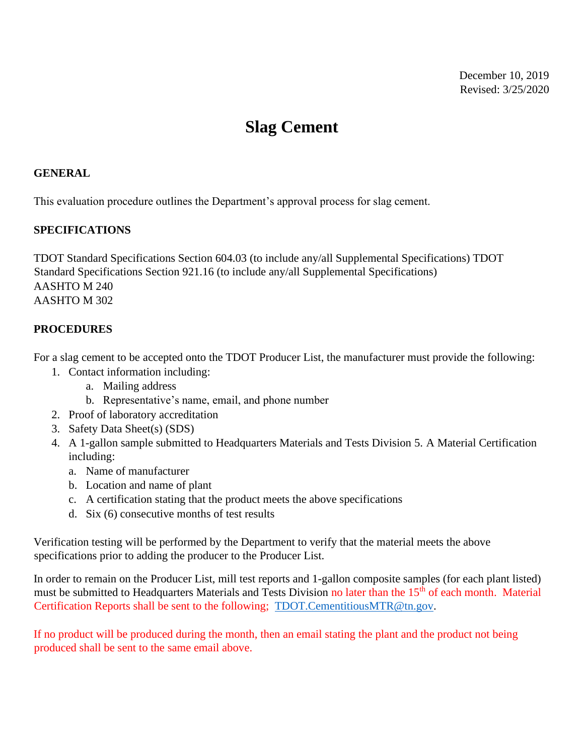December 10, 2019
Revised: 3/25/2020

# Slag Cement

## GENERAL

This evaluation procedure outlines the Department's approval process for slag cement.

## SPECIFICATIONS

TDOT Standard Specifications Section 604.03 (to include any/all Supplemental Specifications) TDOT Standard Specifications Section 921.16 (to include any/all Supplemental Specifications)
AASHTO M 240
AASHTO M 302

## PROCEDURES

For a slag cement to be accepted onto the TDOT Producer List, the manufacturer must provide the following:

1. Contact information including:
   a. Mailing address
   b. Representative's name, email, and phone number
2. Proof of laboratory accreditation
3. Safety Data Sheet(s) (SDS)
4. A 1-gallon sample submitted to Headquarters Materials and Tests Division 5. A Material Certification including:
   a. Name of manufacturer
   b. Location and name of plant
   c. A certification stating that the product meets the above specifications
   d. Six (6) consecutive months of test results

Verification testing will be performed by the Department to verify that the material meets the above specifications prior to adding the producer to the Producer List.

In order to remain on the Producer List, mill test reports and 1-gallon composite samples (for each plant listed) must be submitted to Headquarters Materials and Tests Division no later than the 15th of each month. Material Certification Reports shall be sent to the following; TDOT.CementitiousMTR@tn.gov.

If no product will be produced during the month, then an email stating the plant and the product not being produced shall be sent to the same email above.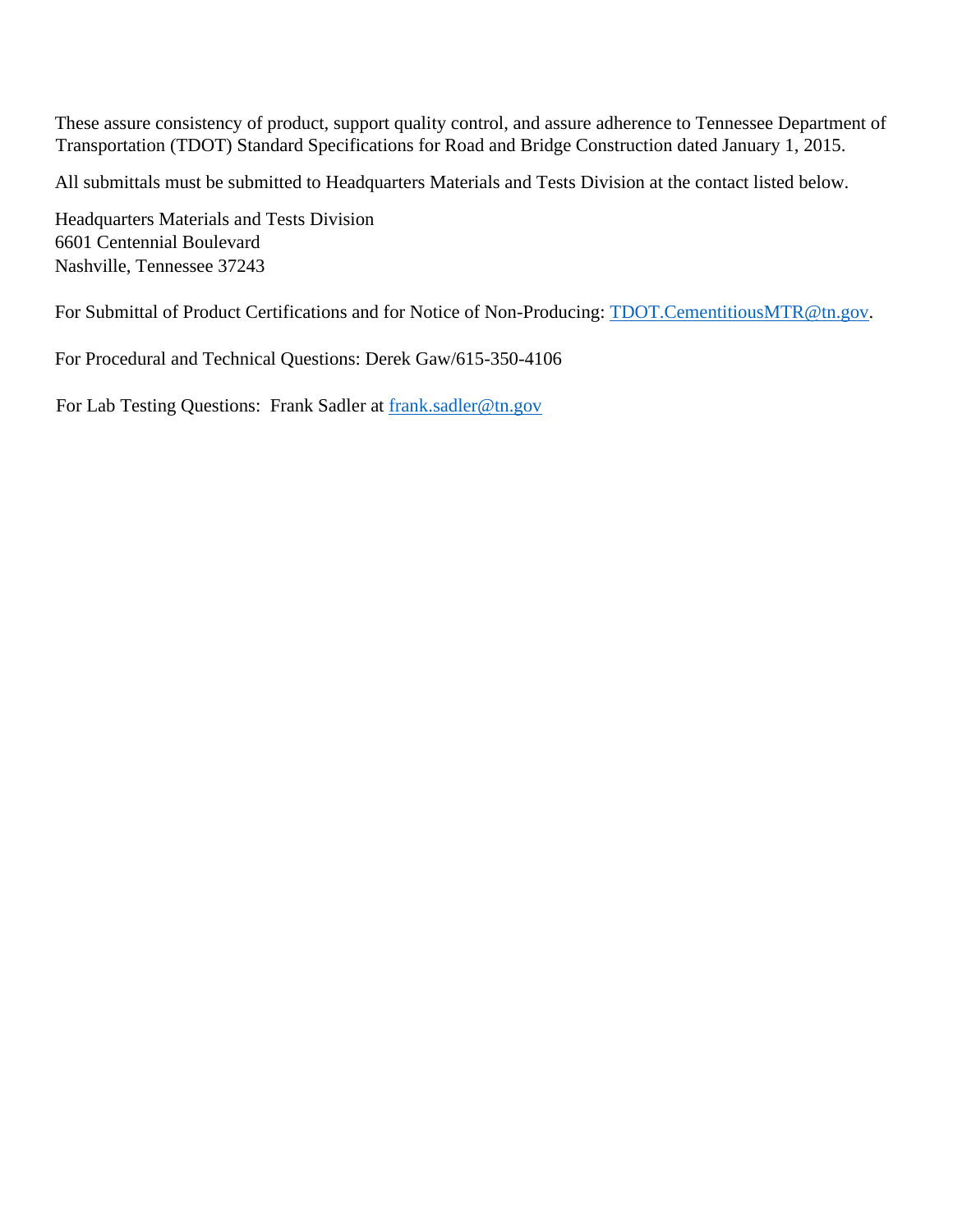These assure consistency of product, support quality control, and assure adherence to Tennessee Department of Transportation (TDOT) Standard Specifications for Road and Bridge Construction dated January 1, 2015.

All submittals must be submitted to Headquarters Materials and Tests Division at the contact listed below.

Headquarters Materials and Tests Division
6601 Centennial Boulevard
Nashville, Tennessee 37243

For Submittal of Product Certifications and for Notice of Non-Producing: TDOT.CementitiousMTR@tn.gov.

For Procedural and Technical Questions: Derek Gaw/615-350-4106

For Lab Testing Questions: Frank Sadler at frank.sadler@tn.gov